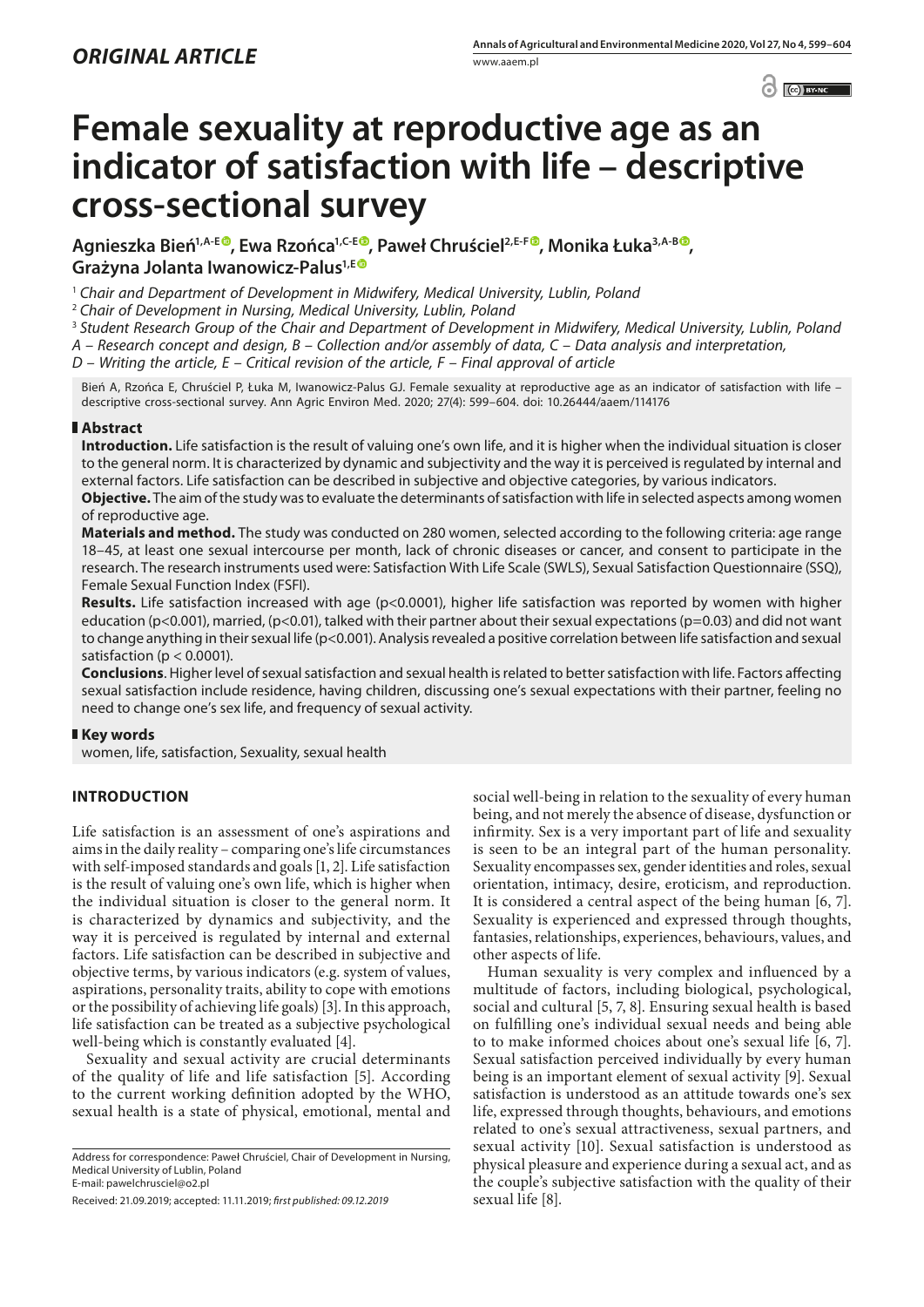*ORIGINAL ARTICLE*

# Female sexuality at reproductive age as an indicator of satisfaction with life – descriptive cross-sectional survey

**Agnieszka Bień[1,A-E], Ewa Rzońca[1,C-E], Paweł Chruściel[2,E-F], Monika Łuka[3,A-B], Grażyna Jolanta Iwanowicz-Palus[1,E]**

[1] *Chair and Department of Development in Midwifery, Medical University, Lublin, Poland*
[2] *Chair of Development in Nursing, Medical University, Lublin, Poland*
[3] *Student Research Group of the Chair and Department of Development in Midwifery, Medical University, Lublin, Poland*
*A – Research concept and design, B – Collection and/or assembly of data, C – Data analysis and interpretation, D – Writing the article, E – Critical revision of the article, F – Final approval of article*

Bień A, Rzońca E, Chruściel P, Łuka M, Iwanowicz-Palus GJ. Female sexuality at reproductive age as an indicator of satisfaction with life – descriptive cross-sectional survey. Ann Agric Environ Med. 2020; 27(4): 599–604. doi: 10.26444/aaem/114176

## Abstract

**Introduction.** Life satisfaction is the result of valuing one's own life, and it is higher when the individual situation is closer to the general norm. It is characterized by dynamic and subjectivity and the way it is perceived is regulated by internal and external factors. Life satisfaction can be described in subjective and objective categories, by various indicators.

**Objective.** The aim of the study was to evaluate the determinants of satisfaction with life in selected aspects among women of reproductive age.

**Materials and method.** The study was conducted on 280 women, selected according to the following criteria: age range 18–45, at least one sexual intercourse per month, lack of chronic diseases or cancer, and consent to participate in the research. The research instruments used were: Satisfaction With Life Scale (SWLS), Sexual Satisfaction Questionnaire (SSQ), Female Sexual Function Index (FSFI).

**Results.** Life satisfaction increased with age ($p<0.0001$), higher life satisfaction was reported by women with higher education ($p<0.001$), married, ($p<0.01$), talked with their partner about their sexual expectations ($p=0.03$) and did not want to change anything in their sexual life ($p<0.001$). Analysis revealed a positive correlation between life satisfaction and sexual satisfaction ($p < 0.0001$).

**Conclusions**. Higher level of sexual satisfaction and sexual health is related to better satisfaction with life. Factors affecting sexual satisfaction include residence, having children, discussing one's sexual expectations with their partner, feeling no need to change one's sex life, and frequency of sexual activity.

## Key words

women, life, satisfaction, Sexuality, sexual health

## INTRODUCTION

Life satisfaction is an assessment of one's aspirations and aims in the daily reality – comparing one's life circumstances with self-imposed standards and goals [1, 2]. Life satisfaction is the result of valuing one's own life, which is higher when the individual situation is closer to the general norm. It is characterized by dynamics and subjectivity, and the way it is perceived is regulated by internal and external factors. Life satisfaction can be described in subjective and objective terms, by various indicators (e.g. system of values, aspirations, personality traits, ability to cope with emotions or the possibility of achieving life goals) [3]. In this approach, life satisfaction can be treated as a subjective psychological well-being which is constantly evaluated [4].

Sexuality and sexual activity are crucial determinants of the quality of life and life satisfaction [5]. According to the current working definition adopted by the WHO, sexual health is a state of physical, emotional, mental and social well-being in relation to the sexuality of every human being, and not merely the absence of disease, dysfunction or infirmity. Sex is a very important part of life and sexuality is seen to be an integral part of the human personality. Sexuality encompasses sex, gender identities and roles, sexual orientation, intimacy, desire, eroticism, and reproduction. It is considered a central aspect of the being human [6, 7]. Sexuality is experienced and expressed through thoughts, fantasies, relationships, experiences, behaviours, values, and other aspects of life.

Human sexuality is very complex and influenced by a multitude of factors, including biological, psychological, social and cultural [5, 7, 8]. Ensuring sexual health is based on fulfilling one's individual sexual needs and being able to to make informed choices about one's sexual life [6, 7]. Sexual satisfaction perceived individually by every human being is an important element of sexual activity [9]. Sexual satisfaction is understood as an attitude towards one's sex life, expressed through thoughts, behaviours, and emotions related to one's sexual attractiveness, sexual partners, and sexual activity [10]. Sexual satisfaction is understood as physical pleasure and experience during a sexual act, and as the couple's subjective satisfaction with the quality of their sexual life [8].

Address for correspondence: Paweł Chruściel, Chair of Development in Nursing, Medical University of Lublin, Poland
E-mail: pawelchrusciel@o2.pl

Received: 21.09.2019; accepted: 11.11.2019; *first published: 09.12.2019*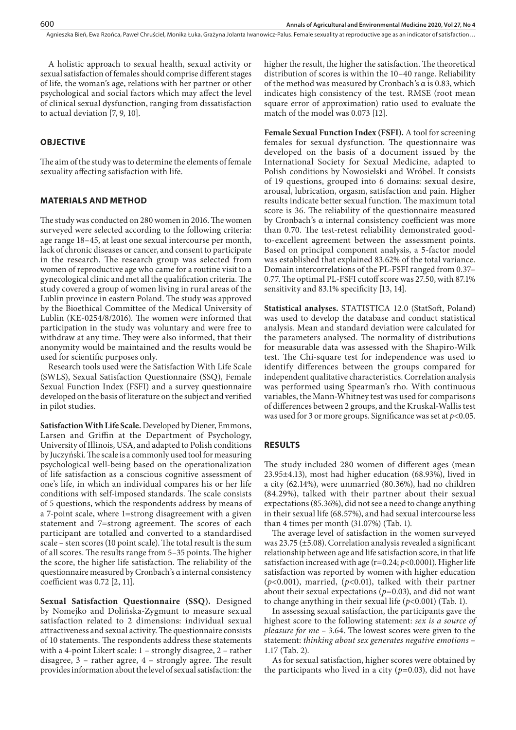A holistic approach to sexual health, sexual activity or sexual satisfaction of females should comprise different stages of life, the woman's age, relations with her partner or other psychological and social factors which may affect the level of clinical sexual dysfunction, ranging from dissatisfaction to actual deviation [7, 9, 10].

## OBJECTIVE

The aim of the study was to determine the elements of female sexuality affecting satisfaction with life.

## MATERIALS AND METHOD

The study was conducted on 280 women in 2016. The women surveyed were selected according to the following criteria: age range 18–45, at least one sexual intercourse per month, lack of chronic diseases or cancer, and consent to participate in the research. The research group was selected from women of reproductive age who came for a routine visit to a gynecological clinic and met all the qualification criteria. The study covered a group of women living in rural areas of the Lublin province in eastern Poland. The study was approved by the Bioethical Committee of the Medical University of Lublin (KE-0254/8/2016). The women were informed that participation in the study was voluntary and were free to withdraw at any time. They were also informed, that their anonymity would be maintained and the results would be used for scientific purposes only.

Research tools used were the Satisfaction With Life Scale (SWLS), Sexual Satisfaction Questionnaire (SSQ), Female Sexual Function Index (FSFI) and a survey questionnaire developed on the basis of literature on the subject and verified in pilot studies.

**Satisfaction With Life Scale.** Developed by Diener, Emmons, Larsen and Griffin at the Department of Psychology, University of Illinois, USA, and adapted to Polish conditions by Juczyński. The scale is a commonly used tool for measuring psychological well-being based on the operationalization of life satisfaction as a conscious cognitive assessment of one's life, in which an individual compares his or her life conditions with self-imposed standards. The scale consists of 5 questions, which the respondents address by means of a 7-point scale, where 1=strong disagreement with a given statement and 7=strong agreement. The scores of each participant are totalled and converted to a standardised scale – sten scores (10 point scale). The total result is the sum of all scores. The results range from 5–35 points. The higher the score, the higher life satisfaction. The reliability of the questionnaire measured by Cronbach's α internal consistency coefficient was 0.72 [2, 11].

**Sexual Satisfaction Questionnaire (SSQ).** Designed by Nomejko and Dolińska-Zygmunt to measure sexual satisfaction related to 2 dimensions: individual sexual attractiveness and sexual activity. The questionnaire consists of 10 statements. The respondents address these statements with a 4-point Likert scale: 1 – strongly disagree, 2 – rather disagree, 3 – rather agree, 4 – strongly agree. The result provides information about the level of sexual satisfaction: the higher the result, the higher the satisfaction. The theoretical distribution of scores is within the 10–40 range. Reliability of the method was measured by Cronbach's α is 0.83, which indicates high consistency of the test. RMSE (root mean square error of approximation) ratio used to evaluate the match of the model was 0.073 [12].

**Female Sexual Function Index (FSFI).** A tool for screening females for sexual dysfunction. The questionnaire was developed on the basis of a document issued by the International Society for Sexual Medicine, adapted to Polish conditions by Nowosielski and Wróbel. It consists of 19 questions, grouped into 6 domains: sexual desire, arousal, lubrication, orgasm, satisfaction and pain. Higher results indicate better sexual function. The maximum total score is 36. The reliability of the questionnaire measured by Cronbach's α internal consistency coefficient was more than 0.70. The test-retest reliability demonstrated good-to-excellent agreement between the assessment points. Based on principal component analysis, a 5-factor model was established that explained 83.62% of the total variance. Domain intercorrelations of the PL-FSFI ranged from 0.37–0.77. The optimal PL-FSFI cutoff score was 27.50, with 87.1% sensitivity and 83.1% specificity [13, 14].

**Statistical analyses.** STATISTICA 12.0 (StatSoft, Poland) was used to develop the database and conduct statistical analysis. Mean and standard deviation were calculated for the parameters analysed. The normality of distributions for measurable data was assessed with the Shapiro-Wilk test. The Chi-square test for independence was used to identify differences between the groups compared for independent qualitative characteristics. Correlation analysis was performed using Spearman's rho. With continuous variables, the Mann-Whitney test was used for comparisons of differences between 2 groups, and the Kruskal-Wallis test was used for 3 or more groups. Significance was set at $p<0.05$.

## RESULTS

The study included 280 women of different ages (mean 23.95±4.13), most had higher education (68.93%), lived in a city (62.14%), were unmarried (80.36%), had no children (84.29%), talked with their partner about their sexual expectations (85.36%), did not see a need to change anything in their sexual life (68.57%), and had sexual intercourse less than 4 times per month (31.07%) (Tab. 1).

The average level of satisfaction in the women surveyed was 23.75 (±5.08). Correlation analysis revealed a significant relationship between age and life satisfaction score, in that life satisfaction increased with age ($r=0.24$; $p<0.0001$). Higher life satisfaction was reported by women with higher education ($p<0.001$), married, ($p<0.01$), talked with their partner about their sexual expectations ($p=0.03$), and did not want to change anything in their sexual life ($p<0.001$) (Tab. 1).

In assessing sexual satisfaction, the participants gave the highest score to the following statement: *sex is a source of pleasure for me* – 3.64. The lowest scores were given to the statement: *thinking about sex generates negative emotions* – 1.17 (Tab. 2).

As for sexual satisfaction, higher scores were obtained by the participants who lived in a city ($p=0.03$), did not have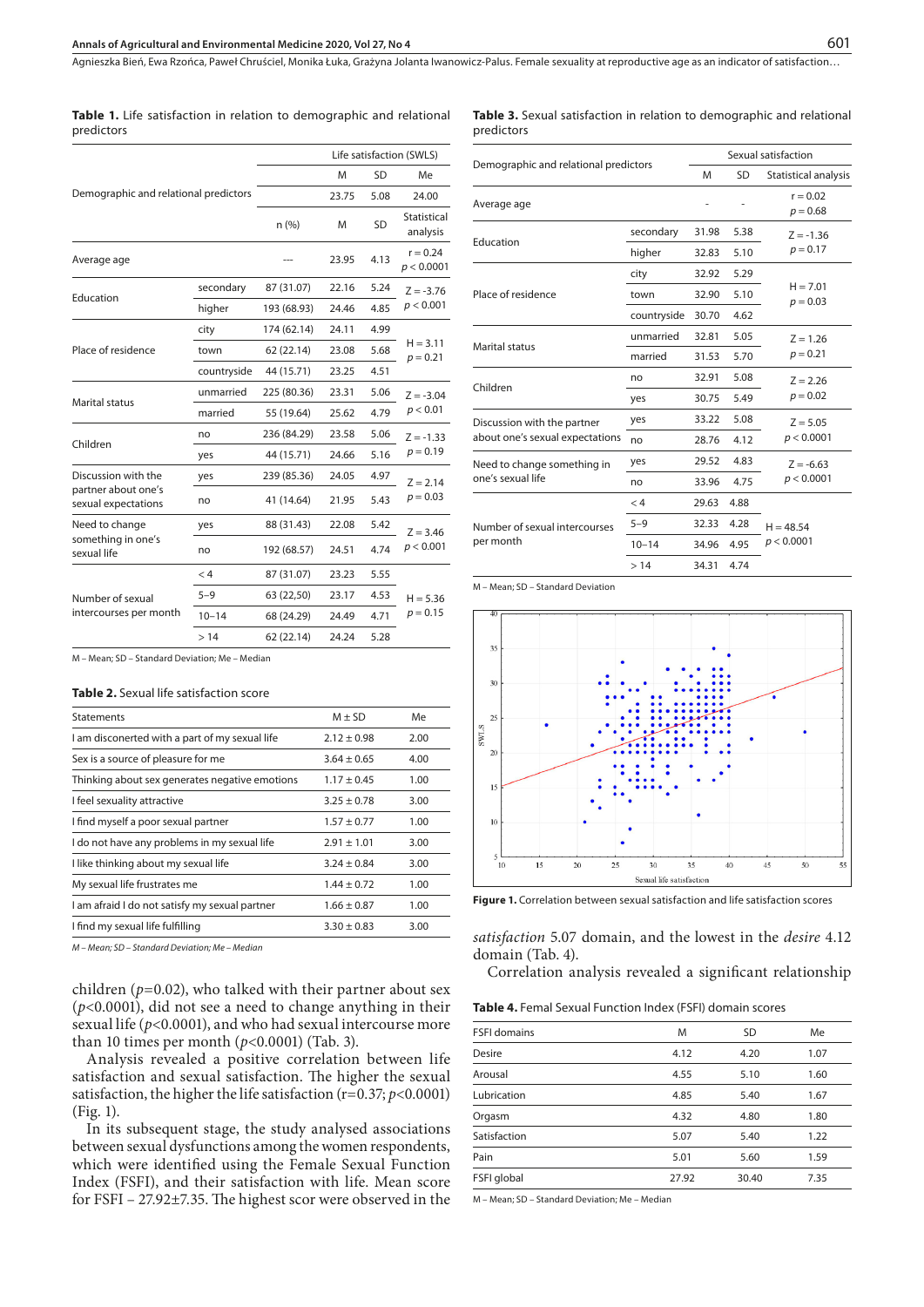**Table 1.** Life satisfaction in relation to demographic and relational predictors

| Demographic and relational predictors | | | Life satisfaction (SWLS) | | |
|---|---|---|---|---|---|
| | | | M | SD | Me |
| | | | 23.75 | 5.08 | 24.00 |
| | | n (%) | M | SD | Statistical analysis |
| Average age | | --- | 23.95 | 4.13 | r = 0.24 $p < 0.0001$ |
| Education | secondary | 87 (31.07) | 22.16 | 5.24 | Z = -3.76 $p < 0.001$ |
| | higher | 193 (68.93) | 24.46 | 4.85 | |
| Place of residence | city | 174 (62.14) | 24.11 | 4.99 | H = 3.11 $p = 0.21$ |
| | town | 62 (22.14) | 23.08 | 5.68 | |
| | countryside | 44 (15.71) | 23.25 | 4.51 | |
| Marital status | unmarried | 225 (80.36) | 23.31 | 5.06 | Z = -3.04 $p < 0.01$ |
| | married | 55 (19.64) | 25.62 | 4.79 | |
| Children | no | 236 (84.29) | 23.58 | 5.06 | Z = -1.33 $p = 0.19$ |
| | yes | 44 (15.71) | 24.66 | 5.16 | |
| Discussion with the partner about one's sexual expectations | yes | 239 (85.36) | 24.05 | 4.97 | Z = 2.14 $p = 0.03$ |
| | no | 41 (14.64) | 21.95 | 5.43 | |
| Need to change something in one's sexual life | yes | 88 (31.43) | 22.08 | 5.42 | Z = 3.46 $p < 0.001$ |
| | no | 192 (68.57) | 24.51 | 4.74 | |
| Number of sexual intercourses per month | < 4 | 87 (31.07) | 23.23 | 5.55 | H = 5.36 $p = 0.15$ |
| | 5–9 | 63 (22,50) | 23.17 | 4.53 | |
| | 10–14 | 68 (24.29) | 24.49 | 4.71 | |
| | > 14 | 62 (22.14) | 24.24 | 5.28 | |

M – Mean; SD – Standard Deviation; Me – Median

**Table 2.** Sexual life satisfaction score

| Statements | M ± SD | Me |
|---|---|---|
| I am disconnected with a part of my sexual life | 2.12 ± 0.98 | 2.00 |
| Sex is a source of pleasure for me | 3.64 ± 0.65 | 4.00 |
| Thinking about sex generates negative emotions | 1.17 ± 0.45 | 1.00 |
| I feel sexuality attractive | 3.25 ± 0.78 | 3.00 |
| I find myself a poor sexual partner | 1.57 ± 0.77 | 1.00 |
| I do not have any problems in my sexual life | 2.91 ± 1.01 | 3.00 |
| I like thinking about my sexual life | 3.24 ± 0.84 | 3.00 |
| My sexual life frustrates me | 1.44 ± 0.72 | 1.00 |
| I am afraid I do not satisfy my sexual partner | 1.66 ± 0.87 | 1.00 |
| I find my sexual life fulfilling | 3.30 ± 0.83 | 3.00 |

*M – Mean; SD – Standard Deviation; Me – Median*

children ($p$=0.02), who talked with their partner about sex ($p$<0.0001), did not see a need to change anything in their sexual life ($p$<0.0001), and who had sexual intercourse more than 10 times per month ($p$<0.0001) (Tab. 3).

Analysis revealed a positive correlation between life satisfaction and sexual satisfaction. The higher the sexual satisfaction, the higher the life satisfaction (r=0.37; $p$<0.0001) (Fig. 1).

In its subsequent stage, the study analysed associations between sexual dysfunctions among the women respondents, which were identified using the Female Sexual Function Index (FSFI), and their satisfaction with life. Mean score for FSFI – 27.92±7.35. The highest scor were observed in the *satisfaction* 5.07 domain, and the lowest in the *desire* 4.12 domain (Tab. 4).

Correlation analysis revealed a significant relationship

**Table 3.** Sexual satisfaction in relation to demographic and relational predictors

| Demographic and relational predictors | | Sexual satisfaction | | |
|---|---|---|---|---|
| | | M | SD | Statistical analysis |
| Average age | | - | - | r = 0.02 $p = 0.68$ |
| Education | secondary | 31.98 | 5.38 | Z = -1.36 $p = 0.17$ |
| | higher | 32.83 | 5.10 | |
| Place of residence | city | 32.92 | 5.29 | H = 7.01 $p = 0.03$ |
| | town | 32.90 | 5.10 | |
| | countryside | 30.70 | 4.62 | |
| Marital status | unmarried | 32.81 | 5.05 | Z = 1.26 $p = 0.21$ |
| | married | 31.53 | 5.70 | |
| Children | no | 32.91 | 5.08 | Z = 2.26 $p = 0.02$ |
| | yes | 30.75 | 5.49 | |
| Discussion with the partner about one's sexual expectations | yes | 33.22 | 5.08 | Z = 5.05 $p < 0.0001$ |
| | no | 28.76 | 4.12 | |
| Need to change something in one's sexual life | yes | 29.52 | 4.83 | Z = -6.63 $p < 0.0001$ |
| | no | 33.96 | 4.75 | |
| Number of sexual intercourses per month | < 4 | 29.63 | 4.88 | H = 48.54 $p < 0.0001$ |
| | 5–9 | 32.33 | 4.28 | |
| | 10–14 | 34.96 | 4.95 | |
| | > 14 | 34.31 | 4.74 | |

M – Mean; SD – Standard Deviation

**Figure 1.** Correlation between sexual satisfaction and life satisfaction scores

**Table 4.** Femal Sexual Function Index (FSFI) domain scores

| FSFI domains | M | SD | Me |
|---|---|---|---|
| Desire | 4.12 | 4.20 | 1.07 |
| Arousal | 4.55 | 5.10 | 1.60 |
| Lubrication | 4.85 | 5.40 | 1.67 |
| Orgasm | 4.32 | 4.80 | 1.80 |
| Satisfaction | 5.07 | 5.40 | 1.22 |
| Pain | 5.01 | 5.60 | 1.59 |
| FSFI global | 27.92 | 30.40 | 7.35 |

M – Mean; SD – Standard Deviation; Me – Median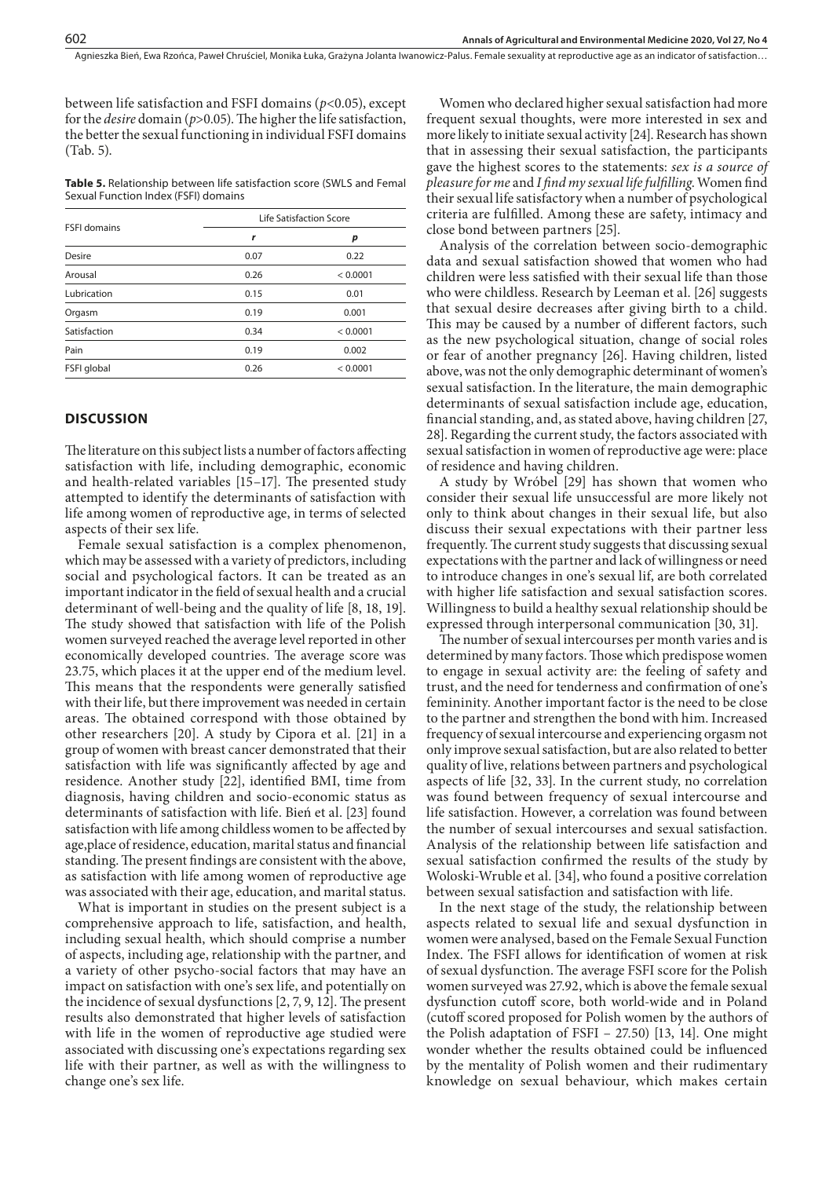between life satisfaction and FSFI domains ($p<0.05$), except for the *desire* domain ($p>0.05$). The higher the life satisfaction, the better the sexual functioning in individual FSFI domains (Tab. 5).

**Table 5.** Relationship between life satisfaction score (SWLS and Femal Sexual Function Index (FSFI) domains

| FSFI domains | Life Satisfaction Score | |
|---|---|---|
| | *r* | *p* |
| Desire | 0.07 | 0.22 |
| Arousal | 0.26 | < 0.0001 |
| Lubrication | 0.15 | 0.01 |
| Orgasm | 0.19 | 0.001 |
| Satisfaction | 0.34 | < 0.0001 |
| Pain | 0.19 | 0.002 |
| FSFI global | 0.26 | < 0.0001 |

## DISCUSSION

The literature on this subject lists a number of factors affecting satisfaction with life, including demographic, economic and health-related variables [15–17]. The presented study attempted to identify the determinants of satisfaction with life among women of reproductive age, in terms of selected aspects of their sex life.

Female sexual satisfaction is a complex phenomenon, which may be assessed with a variety of predictors, including social and psychological factors. It can be treated as an important indicator in the field of sexual health and a crucial determinant of well-being and the quality of life [8, 18, 19]. The study showed that satisfaction with life of the Polish women surveyed reached the average level reported in other economically developed countries. The average score was 23.75, which places it at the upper end of the medium level. This means that the respondents were generally satisfied with their life, but there improvement was needed in certain areas. The obtained correspond with those obtained by other researchers [20]. A study by Cipora et al. [21] in a group of women with breast cancer demonstrated that their satisfaction with life was significantly affected by age and residence. Another study [22], identified BMI, time from diagnosis, having children and socio-economic status as determinants of satisfaction with life. Bień et al. [23] found satisfaction with life among childless women to be affected by age,place of residence, education, marital status and financial standing. The present findings are consistent with the above, as satisfaction with life among women of reproductive age was associated with their age, education, and marital status.

What is important in studies on the present subject is a comprehensive approach to life, satisfaction, and health, including sexual health, which should comprise a number of aspects, including age, relationship with the partner, and a variety of other psycho-social factors that may have an impact on satisfaction with one's sex life, and potentially on the incidence of sexual dysfunctions [2, 7, 9, 12]. The present results also demonstrated that higher levels of satisfaction with life in the women of reproductive age studied were associated with discussing one's expectations regarding sex life with their partner, as well as with the willingness to change one's sex life.

Women who declared higher sexual satisfaction had more frequent sexual thoughts, were more interested in sex and more likely to initiate sexual activity [24]. Research has shown that in assessing their sexual satisfaction, the participants gave the highest scores to the statements: *sex is a source of pleasure for me* and *I find my sexual life fulfilling*. Women find their sexual life satisfactory when a number of psychological criteria are fulfilled. Among these are safety, intimacy and close bond between partners [25].

Analysis of the correlation between socio-demographic data and sexual satisfaction showed that women who had children were less satisfied with their sexual life than those who were childless. Research by Leeman et al. [26] suggests that sexual desire decreases after giving birth to a child. This may be caused by a number of different factors, such as the new psychological situation, change of social roles or fear of another pregnancy [26]. Having children, listed above, was not the only demographic determinant of women's sexual satisfaction. In the literature, the main demographic determinants of sexual satisfaction include age, education, financial standing, and, as stated above, having children [27, 28]. Regarding the current study, the factors associated with sexual satisfaction in women of reproductive age were: place of residence and having children.

A study by Wróbel [29] has shown that women who consider their sexual life unsuccessful are more likely not only to think about changes in their sexual life, but also discuss their sexual expectations with their partner less frequently. The current study suggests that discussing sexual expectations with the partner and lack of willingness or need to introduce changes in one's sexual lif, are both correlated with higher life satisfaction and sexual satisfaction scores. Willingness to build a healthy sexual relationship should be expressed through interpersonal communication [30, 31].

The number of sexual intercourses per month varies and is determined by many factors. Those which predispose women to engage in sexual activity are: the feeling of safety and trust, and the need for tenderness and confirmation of one's femininity. Another important factor is the need to be close to the partner and strengthen the bond with him. Increased frequency of sexual intercourse and experiencing orgasm not only improve sexual satisfaction, but are also related to better quality of live, relations between partners and psychological aspects of life [32, 33]. In the current study, no correlation was found between frequency of sexual intercourse and life satisfaction. However, a correlation was found between the number of sexual intercourses and sexual satisfaction. Analysis of the relationship between life satisfaction and sexual satisfaction confirmed the results of the study by Woloski-Wruble et al. [34], who found a positive correlation between sexual satisfaction and satisfaction with life.

In the next stage of the study, the relationship between aspects related to sexual life and sexual dysfunction in women were analysed, based on the Female Sexual Function Index. The FSFI allows for identification of women at risk of sexual dysfunction. The average FSFI score for the Polish women surveyed was 27.92, which is above the female sexual dysfunction cutoff score, both world-wide and in Poland (cutoff scored proposed for Polish women by the authors of the Polish adaptation of FSFI – 27.50) [13, 14]. One might wonder whether the results obtained could be influenced by the mentality of Polish women and their rudimentary knowledge on sexual behaviour, which makes certain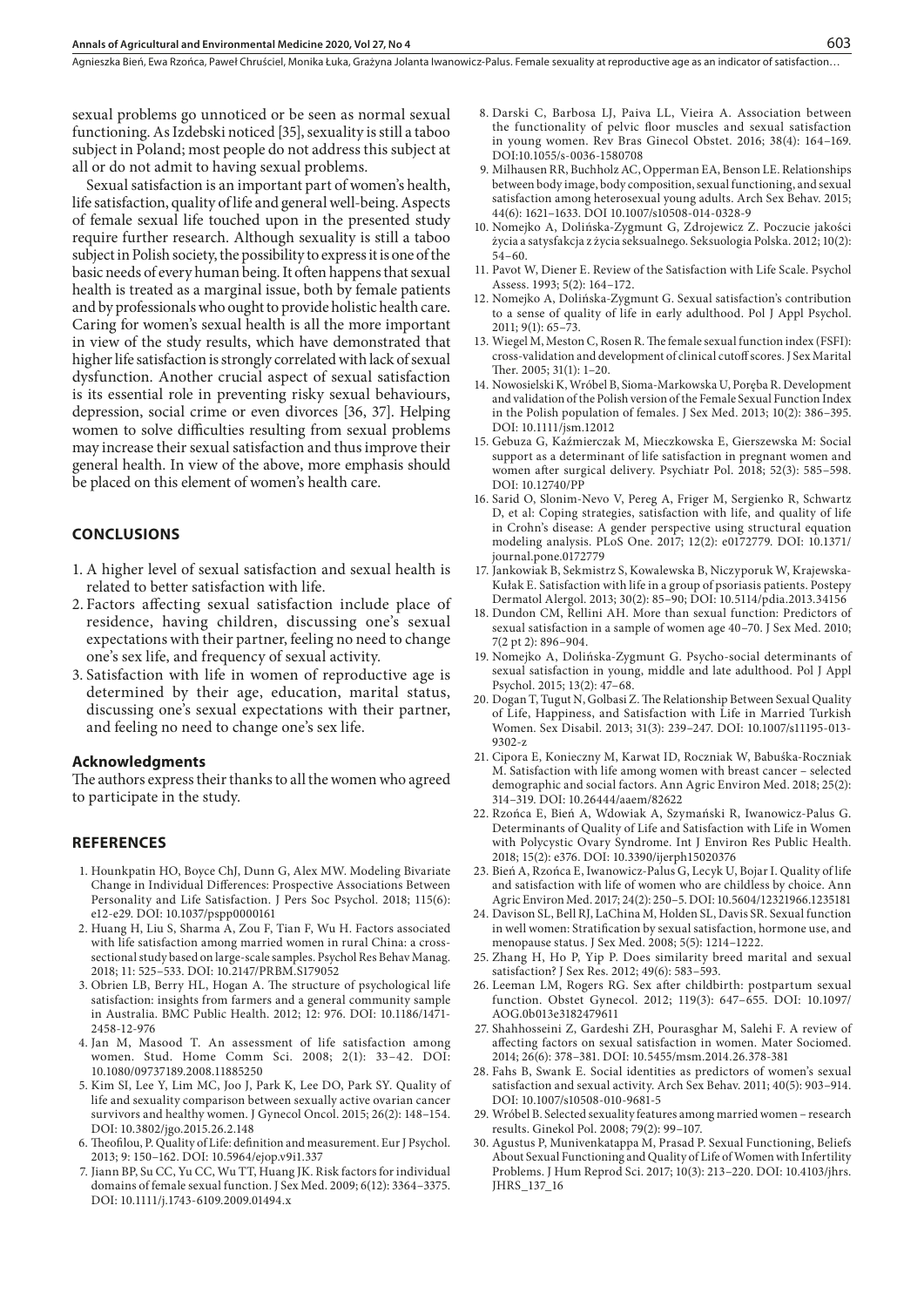sexual problems go unnoticed or be seen as normal sexual functioning. As Izdebski noticed [35], sexuality is still a taboo subject in Poland; most people do not address this subject at all or do not admit to having sexual problems.

Sexual satisfaction is an important part of women's health, life satisfaction, quality of life and general well-being. Aspects of female sexual life touched upon in the presented study require further research. Although sexuality is still a taboo subject in Polish society, the possibility to express it is one of the basic needs of every human being. It often happens that sexual health is treated as a marginal issue, both by female patients and by professionals who ought to provide holistic health care. Caring for women's sexual health is all the more important in view of the study results, which have demonstrated that higher life satisfaction is strongly correlated with lack of sexual dysfunction. Another crucial aspect of sexual satisfaction is its essential role in preventing risky sexual behaviours, depression, social crime or even divorces [36, 37]. Helping women to solve difficulties resulting from sexual problems may increase their sexual satisfaction and thus improve their general health. In view of the above, more emphasis should be placed on this element of women's health care.

## CONCLUSIONS

1. A higher level of sexual satisfaction and sexual health is related to better satisfaction with life.
2. Factors affecting sexual satisfaction include place of residence, having children, discussing one's sexual expectations with their partner, feeling no need to change one's sex life, and frequency of sexual activity.
3. Satisfaction with life in women of reproductive age is determined by their age, education, marital status, discussing one's sexual expectations with their partner, and feeling no need to change one's sex life.

### Acknowledgments

The authors express their thanks to all the women who agreed to participate in the study.

## REFERENCES

1. Hounkpatin HO, Boyce ChJ, Dunn G, Alex MW. Modeling Bivariate Change in Individual Differences: Prospective Associations Between Personality and Life Satisfaction. J Pers Soc Psychol. 2018; 115(6): e12-e29. DOI: 10.1037/pspp0000161
2. Huang H, Liu S, Sharma A, Zou F, Tian F, Wu H. Factors associated with life satisfaction among married women in rural China: a cross-sectional study based on large-scale samples. Psychol Res Behav Manag. 2018; 11: 525–533. DOI: 10.2147/PRBM.S179052
3. Obrien LB, Berry HL, Hogan A. The structure of psychological life satisfaction: insights from farmers and a general community sample in Australia. BMC Public Health. 2012; 12: 976. DOI: 10.1186/1471-2458-12-976
4. Jan M, Masood T. An assessment of life satisfaction among women. Stud. Home Comm Sci. 2008; 2(1): 33–42. DOI: 10.1080/09737189.2008.11885250
5. Kim SI, Lee Y, Lim MC, Joo J, Park K, Lee DO, Park SY. Quality of life and sexuality comparison between sexually active ovarian cancer survivors and healthy women. J Gynecol Oncol. 2015; 26(2): 148–154. DOI: 10.3802/jgo.2015.26.2.148
6. Theofilou, P. Quality of Life: definition and measurement. Eur J Psychol. 2013; 9: 150–162. DOI: 10.5964/ejop.v9i1.337
7. Jiann BP, Su CC, Yu CC, Wu TT, Huang JK. Risk factors for individual domains of female sexual function. J Sex Med. 2009; 6(12): 3364–3375. DOI: 10.1111/j.1743-6109.2009.01494.x
8. Darski C, Barbosa LJ, Paiva LL, Vieira A. Association between the functionality of pelvic floor muscles and sexual satisfaction in young women. Rev Bras Ginecol Obstet. 2016; 38(4): 164–169. DOI:10.1055/s-0036-1580708
9. Milhausen RR, Buchholz AC, Opperman EA, Benson LE. Relationships between body image, body composition, sexual functioning, and sexual satisfaction among heterosexual young adults. Arch Sex Behav. 2015; 44(6): 1621–1633. DOI 10.1007/s10508-014-0328-9
10. Nomejko A, Dolińska-Zygmunt G, Zdrojewicz Z. Poczucie jakości życia a satysfakcja z życia seksualnego. Seksuologia Polska. 2012; 10(2): 54–60.
11. Pavot W, Diener E. Review of the Satisfaction with Life Scale. Psychol Assess. 1993; 5(2): 164–172.
12. Nomejko A, Dolińska-Zygmunt G. Sexual satisfaction's contribution to a sense of quality of life in early adulthood. Pol J Appl Psychol. 2011; 9(1): 65–73.
13. Wiegel M, Meston C, Rosen R. The female sexual function index (FSFI): cross-validation and development of clinical cutoff scores. J Sex Marital Ther. 2005; 31(1): 1–20.
14. Nowosielski K, Wróbel B, Sioma-Markowska U, Poręba R. Development and validation of the Polish version of the Female Sexual Function Index in the Polish population of females. J Sex Med. 2013; 10(2): 386–395. DOI: 10.1111/jsm.12012
15. Gebuza G, Kaźmierczak M, Mieczkowska E, Gierszewska M: Social support as a determinant of life satisfaction in pregnant women and women after surgical delivery. Psychiatr Pol. 2018; 52(3): 585–598. DOI: 10.12740/PP
16. Sarid O, Slonim-Nevo V, Pereg A, Friger M, Sergienko R, Schwartz D, et al: Coping strategies, satisfaction with life, and quality of life in Crohn's disease: A gender perspective using structural equation modeling analysis. PLoS One. 2017; 12(2): e0172779. DOI: 10.1371/journal.pone.0172779
17. Jankowiak B, Sekmistrz S, Kowalewska B, Niczyporuk W, Krajewska-Kułak E. Satisfaction with life in a group of psoriasis patients. Postepy Dermatol Alergol. 2013; 30(2): 85–90; DOI: 10.5114/pdia.2013.34156
18. Dundon CM, Rellini AH. More than sexual function: Predictors of sexual satisfaction in a sample of women age 40–70. J Sex Med. 2010; 7(2 pt 2): 896–904.
19. Nomejko A, Dolińska-Zygmunt G. Psycho-social determinants of sexual satisfaction in young, middle and late adulthood. Pol J Appl Psychol. 2015; 13(2): 47–68.
20. Dogan T, Tugut N, Golbasi Z. The Relationship Between Sexual Quality of Life, Happiness, and Satisfaction with Life in Married Turkish Women. Sex Disabil. 2013; 31(3): 239–247. DOI: 10.1007/s11195-013-9302-z
21. Cipora E, Konieczny M, Karwat ID, Roczniak W, Babuśka-Roczniak M. Satisfaction with life among women with breast cancer – selected demographic and social factors. Ann Agric Environ Med. 2018; 25(2): 314–319. DOI: 10.26444/aaem/82622
22. Rzońca E, Bień A, Wdowiak A, Szymański R, Iwanowicz-Palus G. Determinants of Quality of Life and Satisfaction with Life in Women with Polycystic Ovary Syndrome. Int J Environ Res Public Health. 2018; 15(2): e376. DOI: 10.3390/ijerph15020376
23. Bień A, Rzońca E, Iwanowicz-Palus G, Lecyk U, Bojar I. Quality of life and satisfaction with life of women who are childless by choice. Ann Agric Environ Med. 2017; 24(2): 250–5. DOI: 10.5604/12321966.1235181
24. Davison SL, Bell RJ, LaChina M, Holden SL, Davis SR. Sexual function in well women: Stratification by sexual satisfaction, hormone use, and menopause status. J Sex Med. 2008; 5(5): 1214–1222.
25. Zhang H, Ho P, Yip P. Does similarity breed marital and sexual satisfaction? J Sex Res. 2012; 49(6): 583–593.
26. Leeman LM, Rogers RG. Sex after childbirth: postpartum sexual function. Obstet Gynecol. 2012; 119(3): 647–655. DOI: 10.1097/AOG.0b013e3182479611
27. Shahhosseini Z, Gardeshi ZH, Pourasghar M, Salehi F. A review of affecting factors on sexual satisfaction in women. Mater Sociomed. 2014; 26(6): 378–381. DOI: 10.5455/msm.2014.26.378-381
28. Fahs B, Swank E. Social identities as predictors of women's sexual satisfaction and sexual activity. Arch Sex Behav. 2011; 40(5): 903–914. DOI: 10.1007/s10508-010-9681-5
29. Wróbel B. Selected sexuality features among married women – research results. Ginekol Pol. 2008; 79(2): 99–107.
30. Agustus P, Munivenkatappa M, Prasad P. Sexual Functioning, Beliefs About Sexual Functioning and Quality of Life of Women with Infertility Problems. J Hum Reprod Sci. 2017; 10(3): 213–220. DOI: 10.4103/jhrs.JHRS_137_16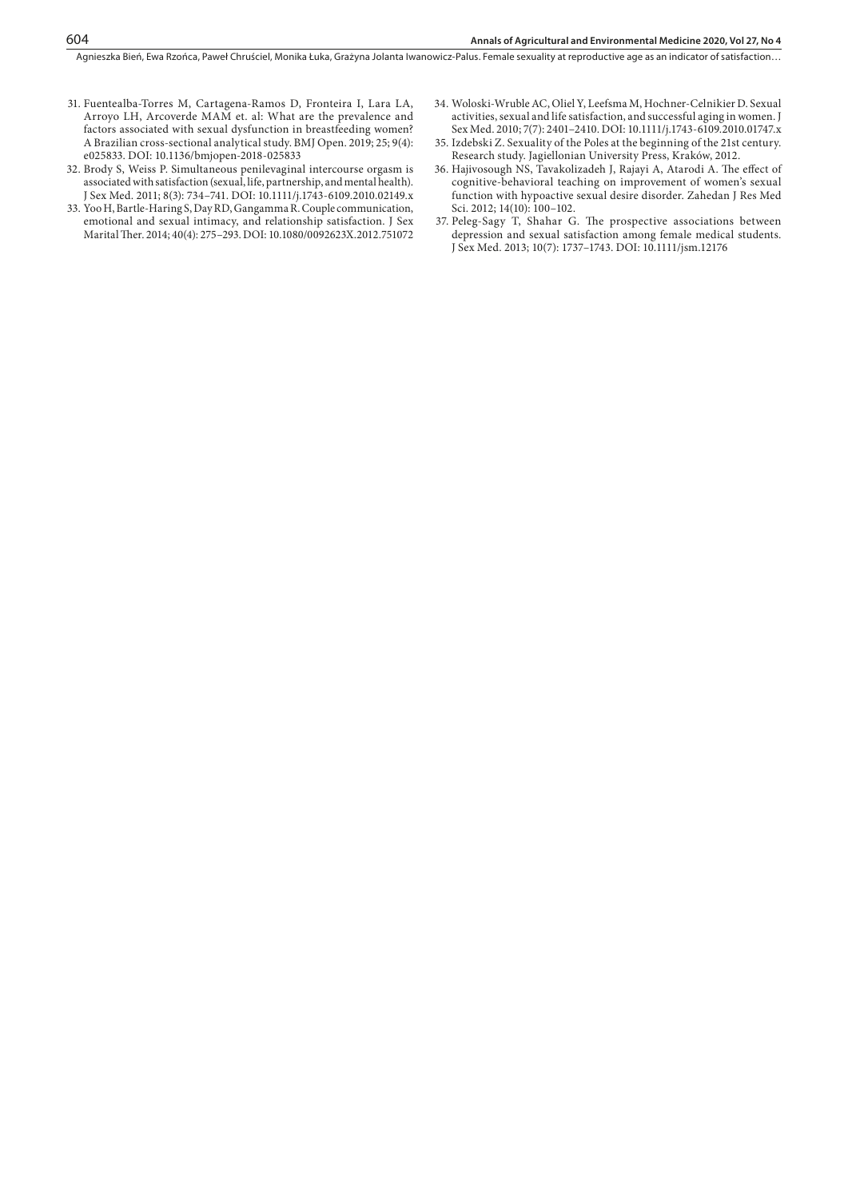31. Fuentealba-Torres M, Cartagena-Ramos D, Fronteira I, Lara LA, Arroyo LH, Arcoverde MAM et. al: What are the prevalence and factors associated with sexual dysfunction in breastfeeding women? A Brazilian cross-sectional analytical study. BMJ Open. 2019; 25; 9(4): e025833. DOI: 10.1136/bmjopen-2018-025833
32. Brody S, Weiss P. Simultaneous penilevaginal intercourse orgasm is associated with satisfaction (sexual, life, partnership, and mental health). J Sex Med. 2011; 8(3): 734–741. DOI: 10.1111/j.1743-6109.2010.02149.x
33. Yoo H, Bartle-Haring S, Day RD, Gangamma R. Couple communication, emotional and sexual intimacy, and relationship satisfaction. J Sex Marital Ther. 2014; 40(4): 275–293. DOI: 10.1080/0092623X.2012.751072
34. Woloski-Wruble AC, Oliel Y, Leefsma M, Hochner-Celnikier D. Sexual activities, sexual and life satisfaction, and successful aging in women. J Sex Med. 2010; 7(7): 2401–2410. DOI: 10.1111/j.1743-6109.2010.01747.x
35. Izdebski Z. Sexuality of the Poles at the beginning of the 21st century. Research study. Jagiellonian University Press, Kraków, 2012.
36. Hajivosough NS, Tavakolizadeh J, Rajayi A, Atarodi A. The effect of cognitive-behavioral teaching on improvement of women's sexual function with hypoactive sexual desire disorder. Zahedan J Res Med Sci. 2012; 14(10): 100–102.
37. Peleg-Sagy T, Shahar G. The prospective associations between depression and sexual satisfaction among female medical students. J Sex Med. 2013; 10(7): 1737–1743. DOI: 10.1111/jsm.12176